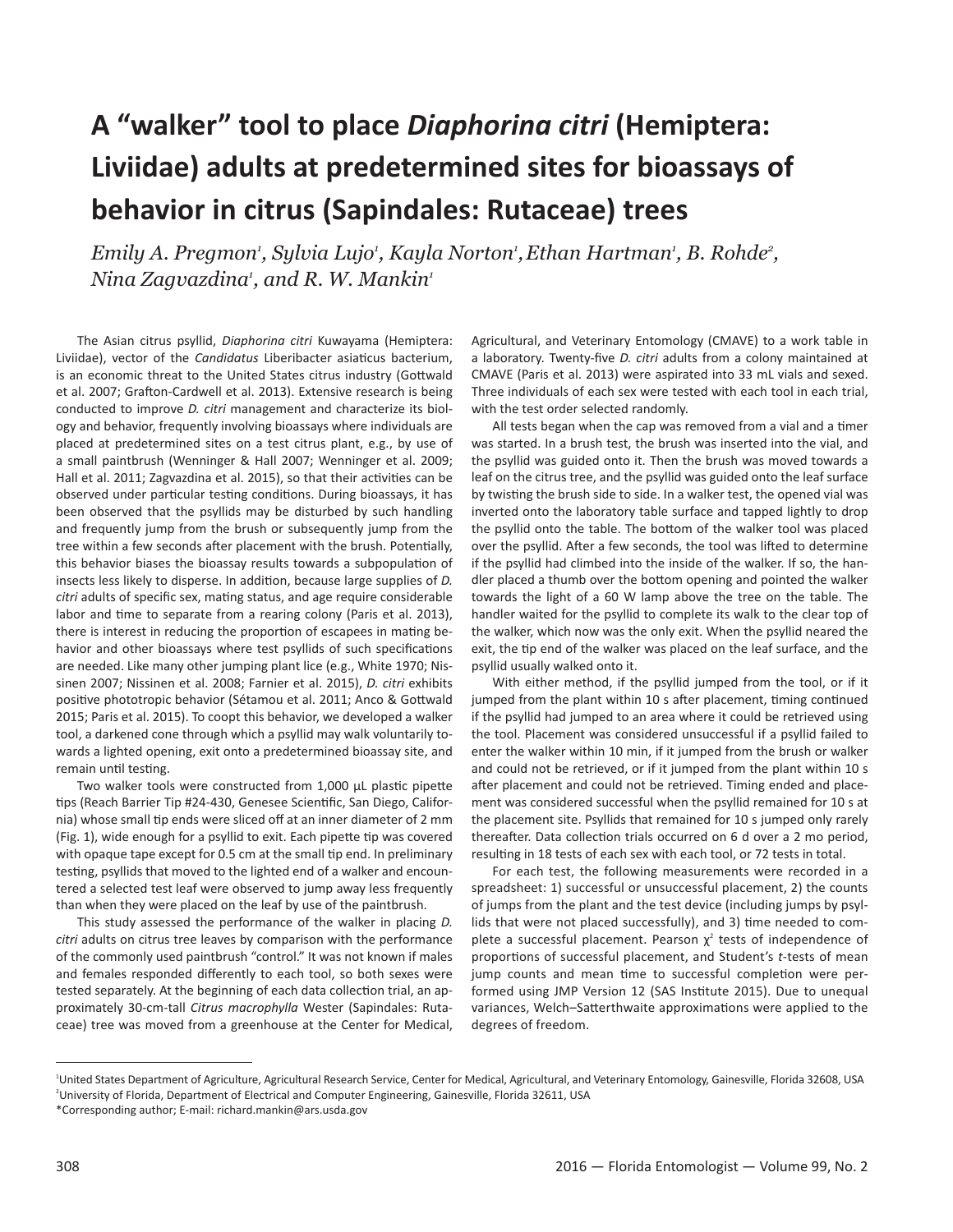# A "walker" tool to place *Diaphorina citri* (Hemiptera: Liviidae) adults at predetermined sites for bioassays of behavior in citrus (Sapindales: Rutaceae) trees

*Emily A. Pregmon[1], Sylvia Lujo[1], Kayla Norton[1], Ethan Hartman[1], B. Rohde[2], Nina Zagvazdina[1], and R. W. Mankin[1]*

The Asian citrus psyllid, *Diaphorina citri* Kuwayama (Hemiptera: Liviidae), vector of the *Candidatus* Liberibacter asiaticus bacterium, is an economic threat to the United States citrus industry (Gottwald et al. 2007; Grafton-Cardwell et al. 2013). Extensive research is being conducted to improve *D. citri* management and characterize its biology and behavior, frequently involving bioassays where individuals are placed at predetermined sites on a test citrus plant, e.g., by use of a small paintbrush (Wenninger & Hall 2007; Wenninger et al. 2009; Hall et al. 2011; Zagvazdina et al. 2015), so that their activities can be observed under particular testing conditions. During bioassays, it has been observed that the psyllids may be disturbed by such handling and frequently jump from the brush or subsequently jump from the tree within a few seconds after placement with the brush. Potentially, this behavior biases the bioassay results towards a subpopulation of insects less likely to disperse. In addition, because large supplies of *D. citri* adults of specific sex, mating status, and age require considerable labor and time to separate from a rearing colony (Paris et al. 2013), there is interest in reducing the proportion of escapees in mating behavior and other bioassays where test psyllids of such specifications are needed. Like many other jumping plant lice (e.g., White 1970; Nissinen 2007; Nissinen et al. 2008; Farnier et al. 2015), *D. citri* exhibits positive phototropic behavior (Sétamou et al. 2011; Anco & Gottwald 2015; Paris et al. 2015). To coopt this behavior, we developed a walker tool, a darkened cone through which a psyllid may walk voluntarily towards a lighted opening, exit onto a predetermined bioassay site, and remain until testing.

Two walker tools were constructed from 1,000 µL plastic pipette tips (Reach Barrier Tip #24-430, Genesee Scientific, San Diego, California) whose small tip ends were sliced off at an inner diameter of 2 mm (Fig. 1), wide enough for a psyllid to exit. Each pipette tip was covered with opaque tape except for 0.5 cm at the small tip end. In preliminary testing, psyllids that moved to the lighted end of a walker and encountered a selected test leaf were observed to jump away less frequently than when they were placed on the leaf by use of the paintbrush.

This study assessed the performance of the walker in placing *D. citri* adults on citrus tree leaves by comparison with the performance of the commonly used paintbrush "control." It was not known if males and females responded differently to each tool, so both sexes were tested. At the beginning of each data collection trial, an approximately 30-cm-tall *Citrus macrophylla* Wester (Sapindales: Rutaceae) tree was moved from a greenhouse at the Center for Medical, Agricultural, and Veterinary Entomology (CMAVE) to a work table in a laboratory. Twenty-five *D. citri* adults from a colony maintained at CMAVE (Paris et al. 2013) were aspirated into 33 mL vials and sexed. Three individuals of each sex were tested with each tool in each trial, with the test order selected randomly.

All tests began when the cap was removed from a vial and a timer was started. In a brush test, the brush was inserted into the vial, and the psyllid was guided onto it. Then the brush was moved towards a leaf on the citrus tree, and the psyllid was guided onto the leaf surface by twisting the brush side to side. In a walker test, the opened vial was inverted onto the laboratory table surface and tapped lightly to drop the psyllid onto the table. The bottom of the walker tool was placed over the psyllid. After a few seconds, the tool was lifted to determine if the psyllid had climbed into the inside of the walker. If so, the handler placed a thumb over the bottom opening and pointed the walker towards the light of a 60 W lamp above the tree on the table. The handler waited for the psyllid to complete its walk to the clear top of the walker, which now was the only exit. When the psyllid neared the exit, the tip end of the walker was placed on the leaf surface, and the psyllid usually walked onto it.

With either method, if the psyllid jumped from the tool, or if it jumped from the plant within 10 s after placement, timing continued if the psyllid had jumped to an area where it could be retrieved using the tool. Placement was considered unsuccessful if a psyllid failed to enter the walker within 10 min, if it jumped from the brush or walker and could not be retrieved, or if it jumped from the plant within 10 s after placement and could not be retrieved. Timing ended and placement was considered successful when the psyllid remained for 10 s at the placement site. Psyllids that remained for 10 s jumped only rarely thereafter. Data collection trials occurred on 6 d over a 2 mo period, resulting in 18 tests of each sex with each tool, or 72 tests in total.

For each test, the following measurements were recorded in a spreadsheet: 1) successful or unsuccessful placement, 2) the counts of jumps from the plant and the test device (including jumps by psyllids that were not placed successfully), and 3) time needed to complete a successful placement. Pearson $\chi^2$ tests of independence of proportions of successful placement, and Student's *t*-tests of mean jump counts and mean time to successful completion were performed using JMP Version 12 (SAS Institute 2015). Due to unequal variances, Welch–Satterthwaite approximations were applied to the degrees of freedom.

---

[1]United States Department of Agriculture, Agricultural Research Service, Center for Medical, Agricultural, and Veterinary Entomology, Gainesville, Florida 32608, USA
[2]University of Florida, Department of Electrical and Computer Engineering, Gainesville, Florida 32611, USA
*Corresponding author; E-mail: richard.mankin@ars.usda.gov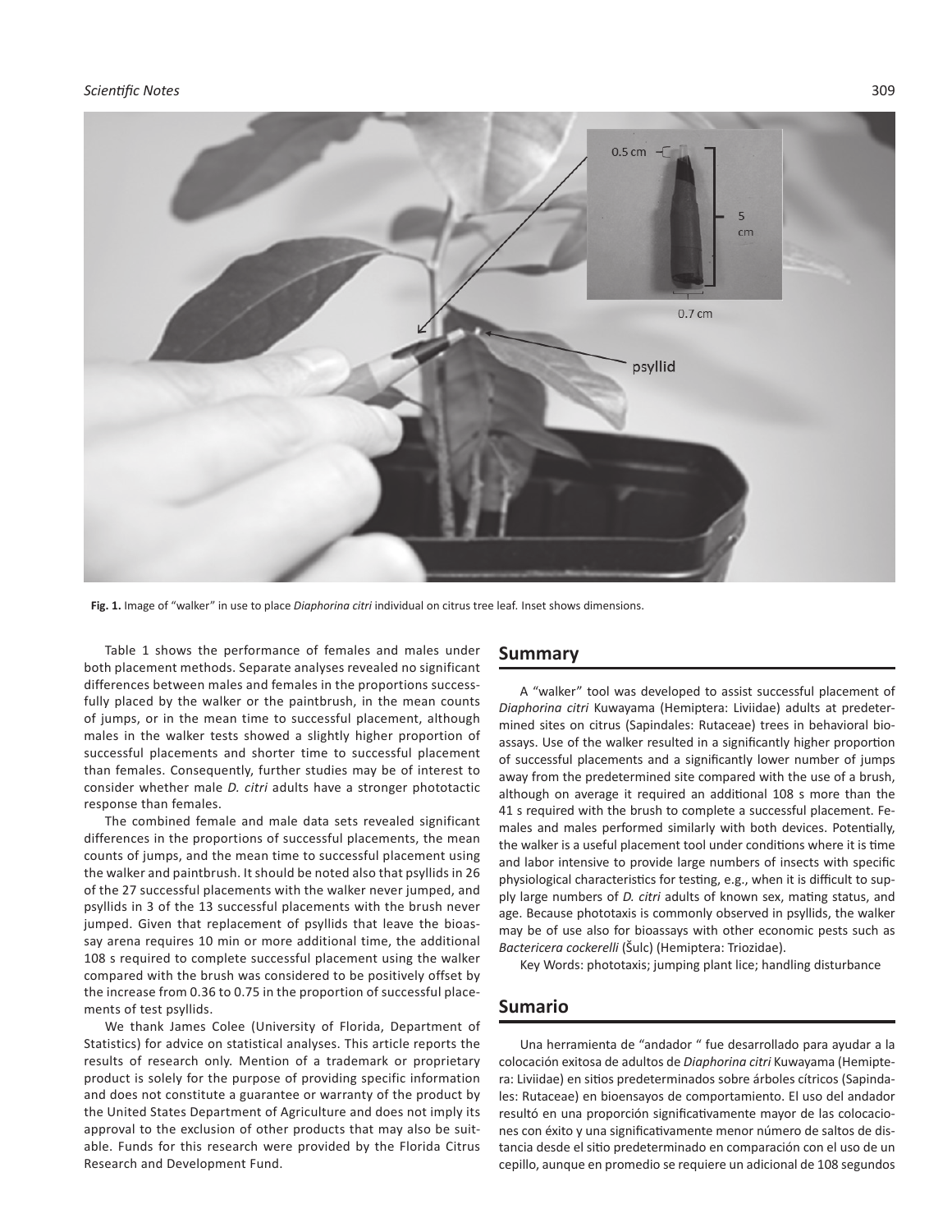Fig. 1. Image of "walker" in use to place *Diaphorina citri* individual on citrus tree leaf. Inset shows dimensions.

Table 1 shows the performance of females and males under both placement methods. Separate analyses revealed no significant differences between males and females in the proportions successfully placed by the walker or the paintbrush, in the mean counts of jumps, or in the mean time to successful placement, although males in the walker tests showed a slightly higher proportion of successful placements and shorter time to successful placement than females. Consequently, further studies may be of interest to consider whether male *D. citri* adults have a stronger phototactic response than females.

The combined female and male data sets revealed significant differences in the proportions of successful placements, the mean counts of jumps, and the mean time to successful placement using the walker and paintbrush. It should be noted also that psyllids in 26 of the 27 successful placements with the walker never jumped, and psyllids in 3 of the 13 successful placements with the brush never jumped. Given that replacement of psyllids that leave the bioassay arena requires 10 min or more additional time, the additional 108 s required to complete successful placement using the walker compared with the brush was considered to be positively offset by the increase from 0.36 to 0.75 in the proportion of successful placements of test psyllids.

We thank James Colee (University of Florida, Department of Statistics) for advice on statistical analyses. This article reports the results of research only. Mention of a trademark or proprietary product is solely for the purpose of providing specific information and does not constitute a guarantee or warranty of the product by the United States Department of Agriculture and does not imply its approval to the exclusion of other products that may also be suitable. Funds for this research were provided by the Florida Citrus Research and Development Fund.

## Summary

A "walker" tool was developed to assist successful placement of *Diaphorina citri* Kuwayama (Hemiptera: Liviidae) adults at predetermined sites on citrus (Sapindales: Rutaceae) trees in behavioral bioassays. Use of the walker resulted in a significantly higher proportion of successful placements and a significantly lower number of jumps away from the predetermined site compared with the use of a brush, although on average it required an additional 108 s more than the 41 s required with the brush to complete a successful placement. Females and males performed similarly with both devices. Potentially, the walker is a useful placement tool under conditions where it is time and labor intensive to provide large numbers of insects with specific physiological characteristics for testing, e.g., when it is difficult to supply large numbers of *D. citri* adults of known sex, mating status, and age. Because phototaxis is commonly observed in psyllids, the walker may be of use also for bioassays with other economic pests such as *Bactericera cockerelli* (Šulc) (Hemiptera: Triozidae).

Key Words: phototaxis; jumping plant lice; handling disturbance

## Sumario

Una herramienta de "andador " fue desarrollado para ayudar a la colocación exitosa de adultos de *Diaphorina citri* Kuwayama (Hemiptera: Liviidae) en sitios predeterminados sobre árboles cítricos (Sapindales: Rutaceae) en bioensayos de comportamiento. El uso del andador resultó en una proporción significativamente mayor de las colocaciones con éxito y una significativamente menor número de saltos de distancia desde el sitio predeterminado en comparación con el uso de un cepillo, aunque en promedio se requiere un adicional de 108 segundos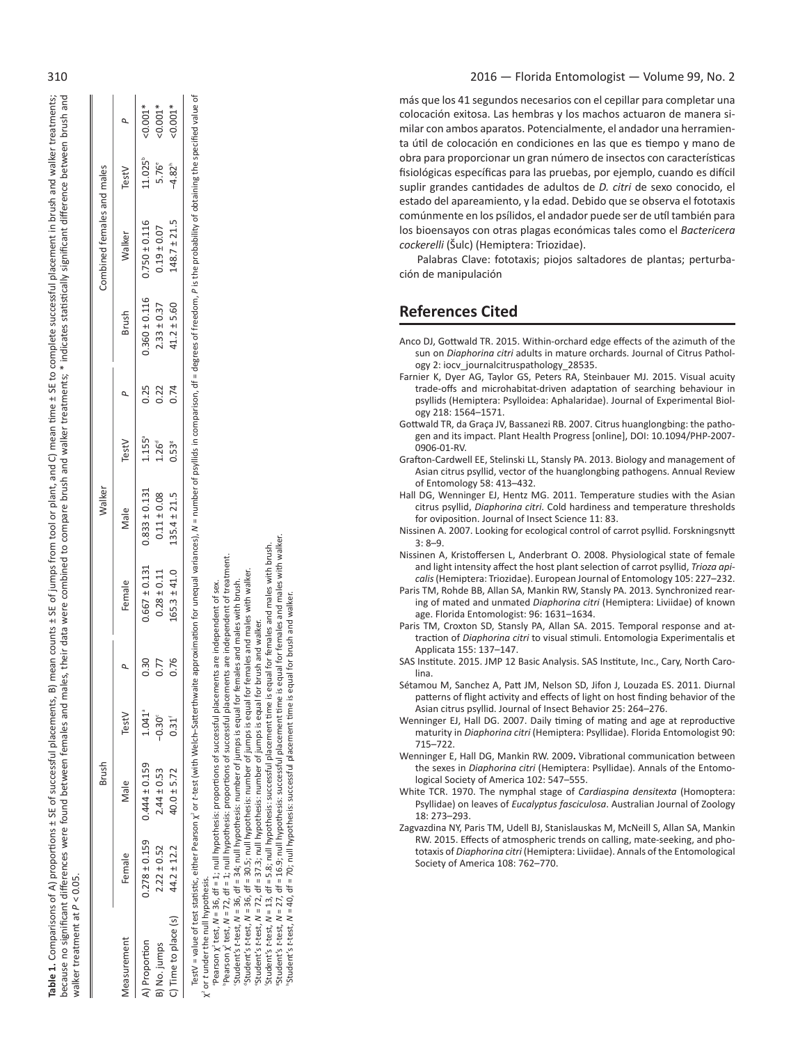**Table 1.** Comparisons of A) proportions ± SE of successful placements, B) mean counts ± SE of jumps from tool or plant, and C) mean time ± SE to complete successful placement in brush and walker treatments; because no significant differences were found between females and males, their data were combined to compare brush and walker treatments; * indicates statistically significant difference between brush and walker treatment at $P < 0.05$.

| | Brush | | | | Walker | | | | Combined females and males | | | |
|---|---|---|---|---|---|---|---|---|---|---|---|---|
| Measurement | Female | Male | TestV | $P$ | Female | Male | TestV | $P$ | Brush | Walker | TestV | $P$ |
| A) Proportion | 0.278 ± 0.159 | 0.444 ± 0.159 | 1.041[a] | 0.30 | 0.667 ± 0.131 | 0.833 ± 0.131 | 1.155[a] | 0.25 | 0.360 ± 0.116 | 0.750 ± 0.116 | 11.025[b] | <0.001* |
| B) No. jumps | 2.22 ± 0.52 | 2.44 ± 0.53 | −0.30[c] | 0.77 | 0.28 ± 0.11 | 0.11 ± 0.08 | 1.26[d] | 0.22 | 2.33 ± 0.37 | 0.19 ± 0.07 | 5.76[e] | <0.001* |
| C) Time to place (s) | 44.2 ± 12.2 | 40.0 ± 5.72 | 0.31[f] | 0.76 | 165.3 ± 41.0 | 135.4 ± 21.5 | 0.53[g] | 0.74 | 41.2 ± 5.60 | 148.7 ± 21.5 | −4.82[h] | <0.001* |

TestV = value of test statistic, either Pearson $\chi^2$ or $t$-test (with Welch–Satterthwaite approximation for unequal variances), $N$ = number of psyllids in comparison, df = degrees of freedom, $P$ is the probability of obtaining the specified value of $\chi^2$ or $t$ under the null hypothesis.

[a]Pearson $\chi^2$ test, $N$ = 36, df = 1; null hypothesis: proportions of successful placements are independent of sex.
[b]Pearson $\chi^2$ test, $N$ = 72, df = 1; null hypothesis: proportions of successful placements are independent of treatment.
[c]Student's $t$-test, $N$ = 36, df = 34; null hypothesis: number of jumps is equal for females and males with brush.
[d]Student's $t$-test, $N$ = 36, df = 30.5; null hypothesis: number of jumps is equal for females and males with walker.
[e]Student's $t$-test, $N$ = 72, df = 37.3; null hypothesis: number of jumps is equal for brush and walker.
[f]Student's $t$-test, $N$ = 13, df = 5.8; null hypothesis: successful placement time is equal for females and males with brush.
[g]Student's $t$-test, $N$ = 27, df = 16.9; null hypothesis: successful placement time is equal for females and males with walker.
[h]Student's $t$-test, $N$ = 40, df = 70; null hypothesis: successful placement time is equal for brush and walker.

más que los 41 segundos necesarios con el cepillar para completar una colocación exitosa. Las hembras y los machos actuaron de manera similar con ambos aparatos. Potencialmente, el andador una herramienta útil de colocación en condiciones en las que es tiempo y mano de obra para proporcionar un gran número de insectos con características fisiológicas específicas para las pruebas, por ejemplo, cuando es difícil suplir grandes cantidades de adultos de *D. citri* de sexo conocido, el estado del apareamiento, y la edad. Debido que se observa el fototaxis comúnmente en los psílidos, el andador puede ser de útil también para los bioensayos con otras plagas económicas tales como el *Bactericera cockerelli* (Šulc) (Hemiptera: Triozidae).

Palabras Clave: fototaxis; piojos saltadores de plantas; perturbación de manipulación

## References Cited

Anco DJ, Gottwald TR. 2015. Within-orchard edge effects of the azimuth of the sun on *Diaphorina citri* adults in mature orchards. Journal of Citrus Pathology 2: iocv_journalcitruspathology_28535.

Farnier K, Dyer AG, Taylor GS, Peters RA, Steinbauer MJ. 2015. Visual acuity trade-offs and microhabitat-driven adaptation of searching behaviour in psyllids (Hemiptera: Psylloidea: Aphalaridae). Journal of Experimental Biology 218: 1564–1571.

Gottwald TR, da Graça JV, Bassanezi RB. 2007. Citrus huanglongbing: the pathogen and its impact. Plant Health Progress [online], DOI: 10.1094/PHP-2007-0906-01-RV.

Grafton-Cardwell EE, Stelinski LL, Stansly PA. 2013. Biology and management of Asian citrus psyllid, vector of the huanglongbing pathogens. Annual Review of Entomology 58: 413–432.

Hall DG, Wenninger EJ, Hentz MG. 2011. Temperature studies with the Asian citrus psyllid, *Diaphorina citri*. Cold hardiness and temperature thresholds for oviposition. Journal of Insect Science 11: 83.

Nissinen A. 2007. Looking for ecological control of carrot psyllid. Forskningsnytt 3: 8–9.

Nissinen A, Kristoffersen L, Anderbrant O. 2008. Physiological state of female and light intensity affect the host plant selection of carrot psyllid, *Trioza apicalis* (Hemiptera: Triozidae). European Journal of Entomology 105: 227–232.

Paris TM, Rohde BB, Allan SA, Mankin RW, Stansly PA. 2013. Synchronized rearing of mated and unmated *Diaphorina citri* (Hemiptera: Liviidae) of known age. Florida Entomologist: 96: 1631–1634.

Paris TM, Croxton SD, Stansly PA, Allan SA. 2015. Temporal response and attraction of *Diaphorina citri* to visual stimuli. Entomologia Experimentalis et Applicata 155: 137–147.

SAS Institute. 2015. JMP 12 Basic Analysis. SAS Institute, Inc., Cary, North Carolina.

Sétamou M, Sanchez A, Patt JM, Nelson SD, Jifon J, Louzada ES. 2011. Diurnal patterns of flight activity and effects of light on host finding behavior of the Asian citrus psyllid. Journal of Insect Behavior 25: 264–276.

Wenninger EJ, Hall DG. 2007. Daily timing of mating and age at reproductive maturity in *Diaphorina citri* (Hemiptera: Psyllidae). Florida Entomologist 90: 715–722.

Wenninger E, Hall DG, Mankin RW. 2009. Vibrational communication between the sexes in *Diaphorina citri* (Hemiptera: Psyllidae). Annals of the Entomological Society of America 102: 547–555.

White TCR. 1970. The nymphal stage of *Cardiaspina densitexta* (Homoptera: Psyllidae) on leaves of *Eucalyptus fasciculosa*. Australian Journal of Zoology 18: 273–293.

Zagvazdina NY, Paris TM, Udell BJ, Stanislauskas M, McNeill S, Allan SA, Mankin RW. 2015. Effects of atmospheric trends on calling, mate-seeking, and phototaxis of *Diaphorina citri* (Hemiptera: Liviidae). Annals of the Entomological Society of America 108: 762–770.